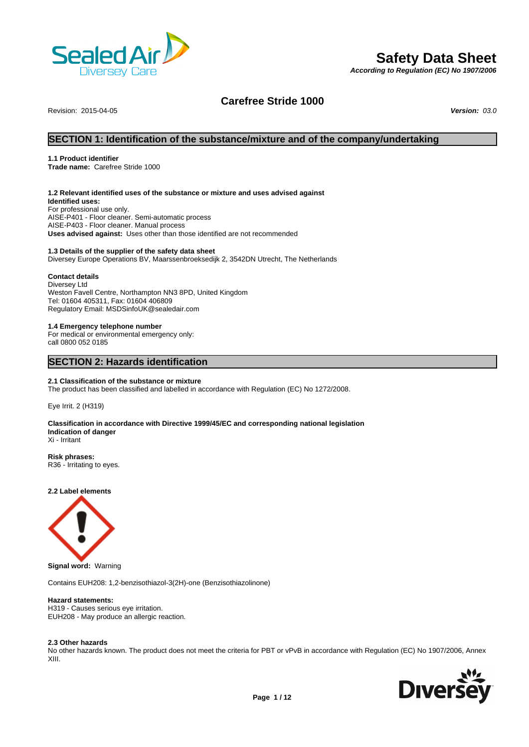# Safety Data Sheet

*According to Regulation (EC) No 1907/2006*

## Carefree Stride 1000

Revision: 2015-04-05 ***Version:*** *03.0*

## SECTION 1: Identification of the substance/mixture and of the company/undertaking

**1.1 Product identifier**
**Trade name:** Carefree Stride 1000

**1.2 Relevant identified uses of the substance or mixture and uses advised against**
**Identified uses:**
For professional use only.
AISE-P401 - Floor cleaner. Semi-automatic process
AISE-P403 - Floor cleaner. Manual process
**Uses advised against:** Uses other than those identified are not recommended

**1.3 Details of the supplier of the safety data sheet**
Diversey Europe Operations BV, Maarssenbroeksedijk 2, 3542DN Utrecht, The Netherlands

**Contact details**
Diversey Ltd
Weston Favell Centre, Northampton NN3 8PD, United Kingdom
Tel: 01604 405311, Fax: 01604 406809
Regulatory Email: MSDSinfoUK@sealedair.com

**1.4 Emergency telephone number**
For medical or environmental emergency only:
call 0800 052 0185

## SECTION 2: Hazards identification

**2.1 Classification of the substance or mixture**
The product has been classified and labelled in accordance with Regulation (EC) No 1272/2008.

Eye Irrit. 2 (H319)

**Classification in accordance with Directive 1999/45/EC and corresponding national legislation**
**Indication of danger**
Xi - Irritant

**Risk phrases:**
R36 - Irritating to eyes.

**2.2 Label elements**

**Signal word:** Warning

Contains EUH208: 1,2-benzisothiazol-3(2H)-one (Benzisothiazolinone)

**Hazard statements:**
H319 - Causes serious eye irritation.
EUH208 - May produce an allergic reaction.

**2.3 Other hazards**
No other hazards known. The product does not meet the criteria for PBT or vPvB in accordance with Regulation (EC) No 1907/2006, Annex XIII.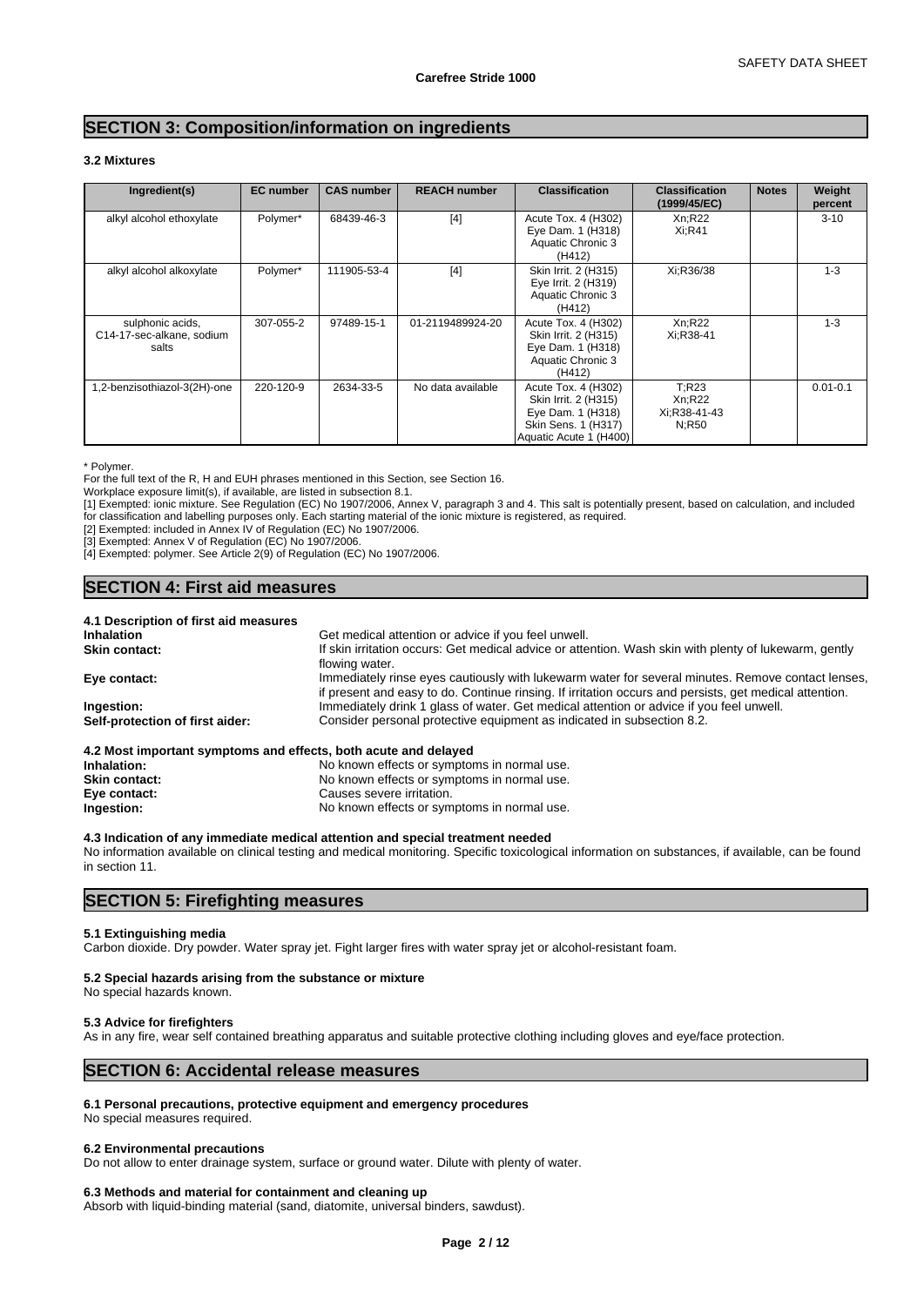**Carefree Stride 1000**

## SECTION 3: Composition/information on ingredients

### 3.2 Mixtures

| Ingredient(s) | EC number | CAS number | REACH number | Classification | Classification (1999/45/EC) | Notes | Weight percent |
|---|---|---|---|---|---|---|---|
| alkyl alcohol ethoxylate | Polymer* | 68439-46-3 | [4] | Acute Tox. 4 (H302) Eye Dam. 1 (H318) Aquatic Chronic 3 (H412) | Xn;R22 Xi;R41 | | 3-10 |
| alkyl alcohol alkoxylate | Polymer* | 111905-53-4 | [4] | Skin Irrit. 2 (H315) Eye Irrit. 2 (H319) Aquatic Chronic 3 (H412) | Xi;R36/38 | | 1-3 |
| sulphonic acids, C14-17-sec-alkane, sodium salts | 307-055-2 | 97489-15-1 | 01-2119489924-20 | Acute Tox. 4 (H302) Skin Irrit. 2 (H315) Eye Dam. 1 (H318) Aquatic Chronic 3 (H412) | Xn;R22 Xi;R38-41 | | 1-3 |
| 1,2-benzisothiazol-3(2H)-one | 220-120-9 | 2634-33-5 | No data available | Acute Tox. 4 (H302) Skin Irrit. 2 (H315) Eye Dam. 1 (H318) Skin Sens. 1 (H317) Aquatic Acute 1 (H400) | T;R23 Xn;R22 Xi;R38-41-43 N;R50 | | 0.01-0.1 |

\* Polymer.

For the full text of the R, H and EUH phrases mentioned in this Section, see Section 16.

Workplace exposure limit(s), if available, are listed in subsection 8.1.

[1] Exempted: ionic mixture. See Regulation (EC) No 1907/2006, Annex V, paragraph 3 and 4. This salt is potentially present, based on calculation, and included for classification and labelling purposes only. Each starting material of the ionic mixture is registered, as required.

[2] Exempted: included in Annex IV of Regulation (EC) No 1907/2006.

[3] Exempted: Annex V of Regulation (EC) No 1907/2006.

[4] Exempted: polymer. See Article 2(9) of Regulation (EC) No 1907/2006.

## SECTION 4: First aid measures

### 4.1 Description of first aid measures

**Inhalation** Get medical attention or advice if you feel unwell.

**Skin contact:** If skin irritation occurs: Get medical advice or attention. Wash skin with plenty of lukewarm, gently flowing water.

**Eye contact:** Immediately rinse eyes cautiously with lukewarm water for several minutes. Remove contact lenses, if present and easy to do. Continue rinsing. If irritation occurs and persists, get medical attention.

**Ingestion:** Immediately drink 1 glass of water. Get medical attention or advice if you feel unwell.

**Self-protection of first aider:** Consider personal protective equipment as indicated in subsection 8.2.

### 4.2 Most important symptoms and effects, both acute and delayed

**Inhalation:** No known effects or symptoms in normal use.

**Skin contact:** No known effects or symptoms in normal use.

**Eye contact:** Causes severe irritation.

**Ingestion:** No known effects or symptoms in normal use.

### 4.3 Indication of any immediate medical attention and special treatment needed

No information available on clinical testing and medical monitoring. Specific toxicological information on substances, if available, can be found in section 11.

## SECTION 5: Firefighting measures

### 5.1 Extinguishing media

Carbon dioxide. Dry powder. Water spray jet. Fight larger fires with water spray jet or alcohol-resistant foam.

### 5.2 Special hazards arising from the substance or mixture

No special hazards known.

### 5.3 Advice for firefighters

As in any fire, wear self contained breathing apparatus and suitable protective clothing including gloves and eye/face protection.

## SECTION 6: Accidental release measures

### 6.1 Personal precautions, protective equipment and emergency procedures

No special measures required.

### 6.2 Environmental precautions

Do not allow to enter drainage system, surface or ground water. Dilute with plenty of water.

### 6.3 Methods and material for containment and cleaning up

Absorb with liquid-binding material (sand, diatomite, universal binders, sawdust).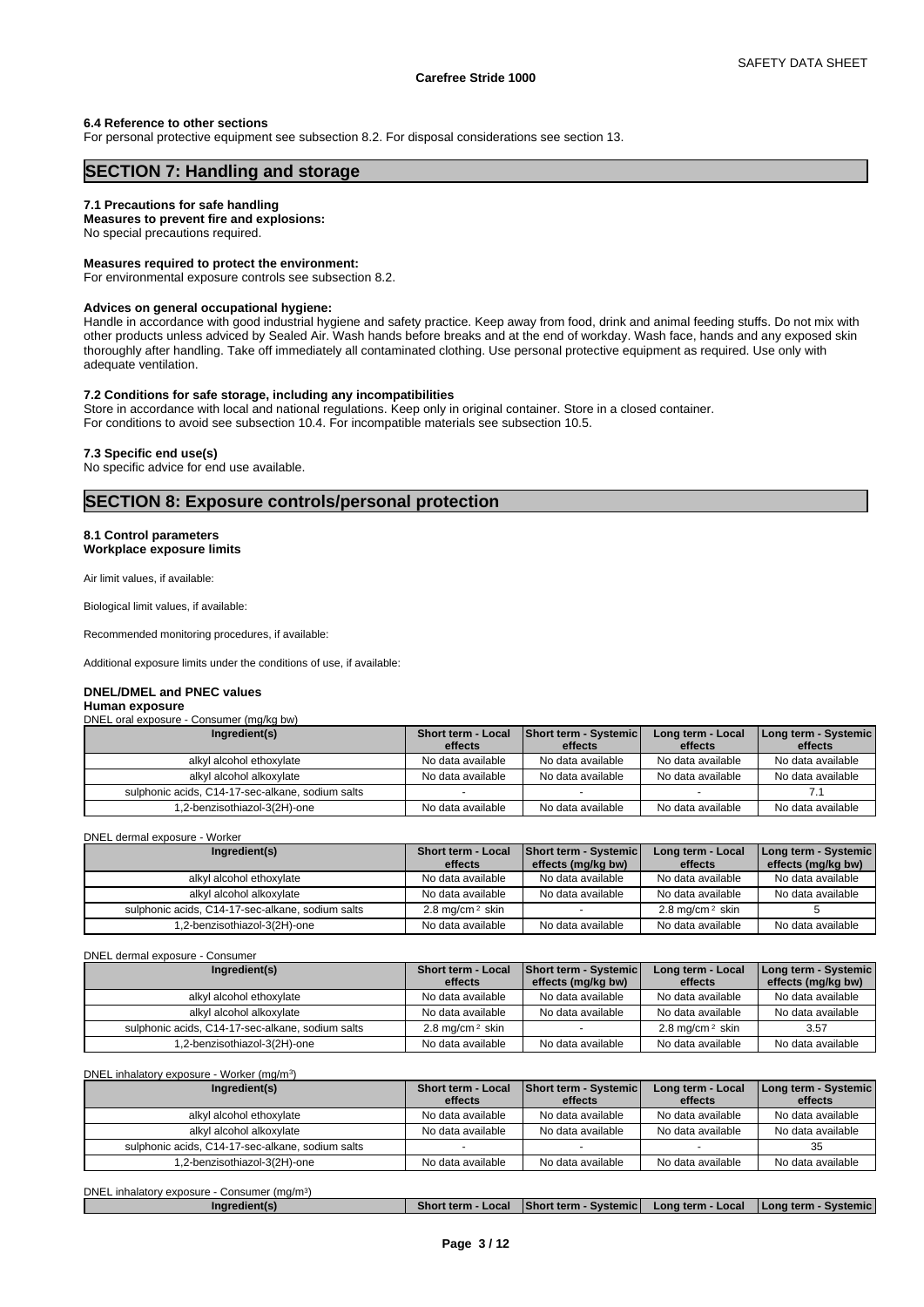### 6.4 Reference to other sections

For personal protective equipment see subsection 8.2. For disposal considerations see section 13.

## SECTION 7: Handling and storage

### 7.1 Precautions for safe handling

**Measures to prevent fire and explosions:**
No special precautions required.

**Measures required to protect the environment:**
For environmental exposure controls see subsection 8.2.

**Advices on general occupational hygiene:**
Handle in accordance with good industrial hygiene and safety practice. Keep away from food, drink and animal feeding stuffs. Do not mix with other products unless adviced by Sealed Air. Wash hands before breaks and at the end of workday. Wash face, hands and any exposed skin thoroughly after handling. Take off immediately all contaminated clothing. Use personal protective equipment as required. Use only with adequate ventilation.

### 7.2 Conditions for safe storage, including any incompatibilities

Store in accordance with local and national regulations. Keep only in original container. Store in a closed container.
For conditions to avoid see subsection 10.4. For incompatible materials see subsection 10.5.

### 7.3 Specific end use(s)

No specific advice for end use available.

## SECTION 8: Exposure controls/personal protection

### 8.1 Control parameters

**Workplace exposure limits**

Air limit values, if available:

Biological limit values, if available:

Recommended monitoring procedures, if available:

Additional exposure limits under the conditions of use, if available:

**DNEL/DMEL and PNEC values**

**Human exposure**

DNEL oral exposure - Consumer (mg/kg bw)

| Ingredient(s) | Short term - Local effects | Short term - Systemic effects | Long term - Local effects | Long term - Systemic effects |
|---|---|---|---|---|
| alkyl alcohol ethoxylate | No data available | No data available | No data available | No data available |
| alkyl alcohol alkoxylate | No data available | No data available | No data available | No data available |
| sulphonic acids, C14-17-sec-alkane, sodium salts | - | - | - | 7.1 |
| 1,2-benzisothiazol-3(2H)-one | No data available | No data available | No data available | No data available |

DNEL dermal exposure - Worker

| Ingredient(s) | Short term - Local effects | Short term - Systemic effects (mg/kg bw) | Long term - Local effects | Long term - Systemic effects (mg/kg bw) |
|---|---|---|---|---|
| alkyl alcohol ethoxylate | No data available | No data available | No data available | No data available |
| alkyl alcohol alkoxylate | No data available | No data available | No data available | No data available |
| sulphonic acids, C14-17-sec-alkane, sodium salts | 2.8 mg/cm² skin | - | 2.8 mg/cm² skin | 5 |
| 1,2-benzisothiazol-3(2H)-one | No data available | No data available | No data available | No data available |

DNEL dermal exposure - Consumer

| Ingredient(s) | Short term - Local effects | Short term - Systemic effects (mg/kg bw) | Long term - Local effects | Long term - Systemic effects (mg/kg bw) |
|---|---|---|---|---|
| alkyl alcohol ethoxylate | No data available | No data available | No data available | No data available |
| alkyl alcohol alkoxylate | No data available | No data available | No data available | No data available |
| sulphonic acids, C14-17-sec-alkane, sodium salts | 2.8 mg/cm² skin | - | 2.8 mg/cm² skin | 3.57 |
| 1,2-benzisothiazol-3(2H)-one | No data available | No data available | No data available | No data available |

DNEL inhalatory exposure - Worker (mg/m³)

| Ingredient(s) | Short term - Local effects | Short term - Systemic effects | Long term - Local effects | Long term - Systemic effects |
|---|---|---|---|---|
| alkyl alcohol ethoxylate | No data available | No data available | No data available | No data available |
| alkyl alcohol alkoxylate | No data available | No data available | No data available | No data available |
| sulphonic acids, C14-17-sec-alkane, sodium salts | - | - | - | 35 |
| 1,2-benzisothiazol-3(2H)-one | No data available | No data available | No data available | No data available |

DNEL inhalatory exposure - Consumer (mg/m³)

| Ingredient(s) | Short term - Local | Short term - Systemic | Long term - Local | Long term - Systemic |
|---|---|---|---|---|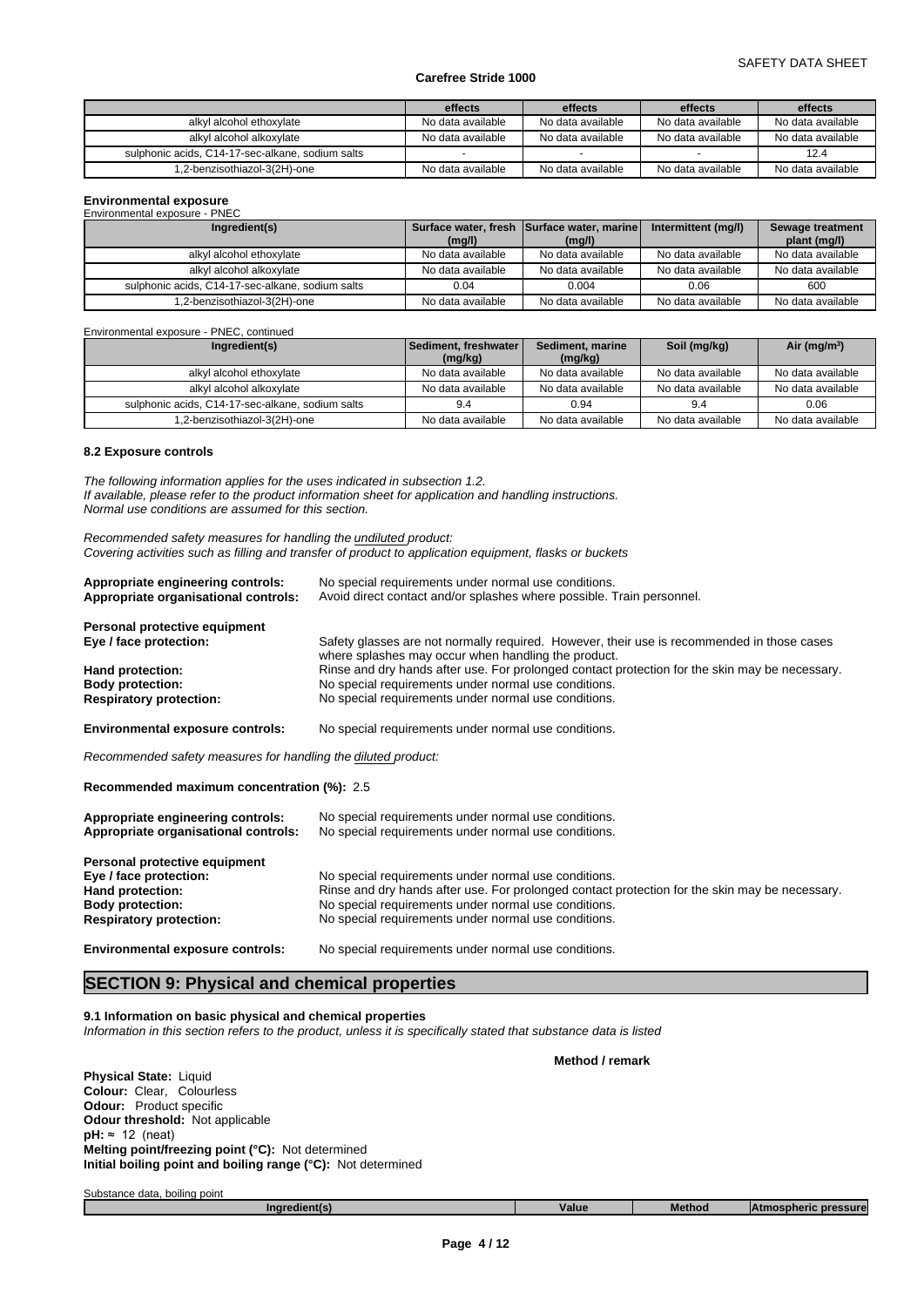| | effects | effects | effects | effects |
|---|---|---|---|---|
| alkyl alcohol ethoxylate | No data available | No data available | No data available | No data available |
| alkyl alcohol alkoxylate | No data available | No data available | No data available | No data available |
| sulphonic acids, C14-17-sec-alkane, sodium salts | - | - | - | 12.4 |
| 1,2-benzisothiazol-3(2H)-one | No data available | No data available | No data available | No data available |

**Environmental exposure**

Environmental exposure - PNEC

| Ingredient(s) | Surface water, fresh (mg/l) | Surface water, marine (mg/l) | Intermittent (mg/l) | Sewage treatment plant (mg/l) |
|---|---|---|---|---|
| alkyl alcohol ethoxylate | No data available | No data available | No data available | No data available |
| alkyl alcohol alkoxylate | No data available | No data available | No data available | No data available |
| sulphonic acids, C14-17-sec-alkane, sodium salts | 0.04 | 0.004 | 0.06 | 600 |
| 1,2-benzisothiazol-3(2H)-one | No data available | No data available | No data available | No data available |

Environmental exposure - PNEC, continued

| Ingredient(s) | Sediment, freshwater (mg/kg) | Sediment, marine (mg/kg) | Soil (mg/kg) | Air ($mg/m^3$) |
|---|---|---|---|---|
| alkyl alcohol ethoxylate | No data available | No data available | No data available | No data available |
| alkyl alcohol alkoxylate | No data available | No data available | No data available | No data available |
| sulphonic acids, C14-17-sec-alkane, sodium salts | 9.4 | 0.94 | 9.4 | 0.06 |
| 1,2-benzisothiazol-3(2H)-one | No data available | No data available | No data available | No data available |

#### 8.2 Exposure controls

*The following information applies for the uses indicated in subsection 1.2.*
*If available, please refer to the product information sheet for application and handling instructions.*
*Normal use conditions are assumed for this section.*

*Recommended safety measures for handling the undiluted product:*
*Covering activities such as filling and transfer of product to application equipment, flasks or buckets*

**Appropriate engineering controls:** No special requirements under normal use conditions.
**Appropriate organisational controls:** Avoid direct contact and/or splashes where possible. Train personnel.

**Personal protective equipment**
**Eye / face protection:** Safety glasses are not normally required. However, their use is recommended in those cases where splashes may occur when handling the product.
**Hand protection:** Rinse and dry hands after use. For prolonged contact protection for the skin may be necessary.
**Body protection:** No special requirements under normal use conditions.
**Respiratory protection:** No special requirements under normal use conditions.

**Environmental exposure controls:** No special requirements under normal use conditions.

*Recommended safety measures for handling the diluted product:*

**Recommended maximum concentration (%):** 2.5

**Appropriate engineering controls:** No special requirements under normal use conditions.
**Appropriate organisational controls:** No special requirements under normal use conditions.

**Personal protective equipment**
**Eye / face protection:** No special requirements under normal use conditions.
**Hand protection:** Rinse and dry hands after use. For prolonged contact protection for the skin may be necessary.
**Body protection:** No special requirements under normal use conditions.
**Respiratory protection:** No special requirements under normal use conditions.

**Environmental exposure controls:** No special requirements under normal use conditions.

## SECTION 9: Physical and chemical properties

#### 9.1 Information on basic physical and chemical properties

*Information in this section refers to the product, unless it is specifically stated that substance data is listed*

**Method / remark**

**Physical State:** Liquid
**Colour:** Clear, Colourless
**Odour:** Product specific
**Odour threshold:** Not applicable
**pH:** ≈ 12 (neat)
**Melting point/freezing point (°C):** Not determined
**Initial boiling point and boiling range (°C):** Not determined

Substance data, boiling point

| Ingredient(s) | Value | Method | Atmospheric pressure |
|---|---|---|---|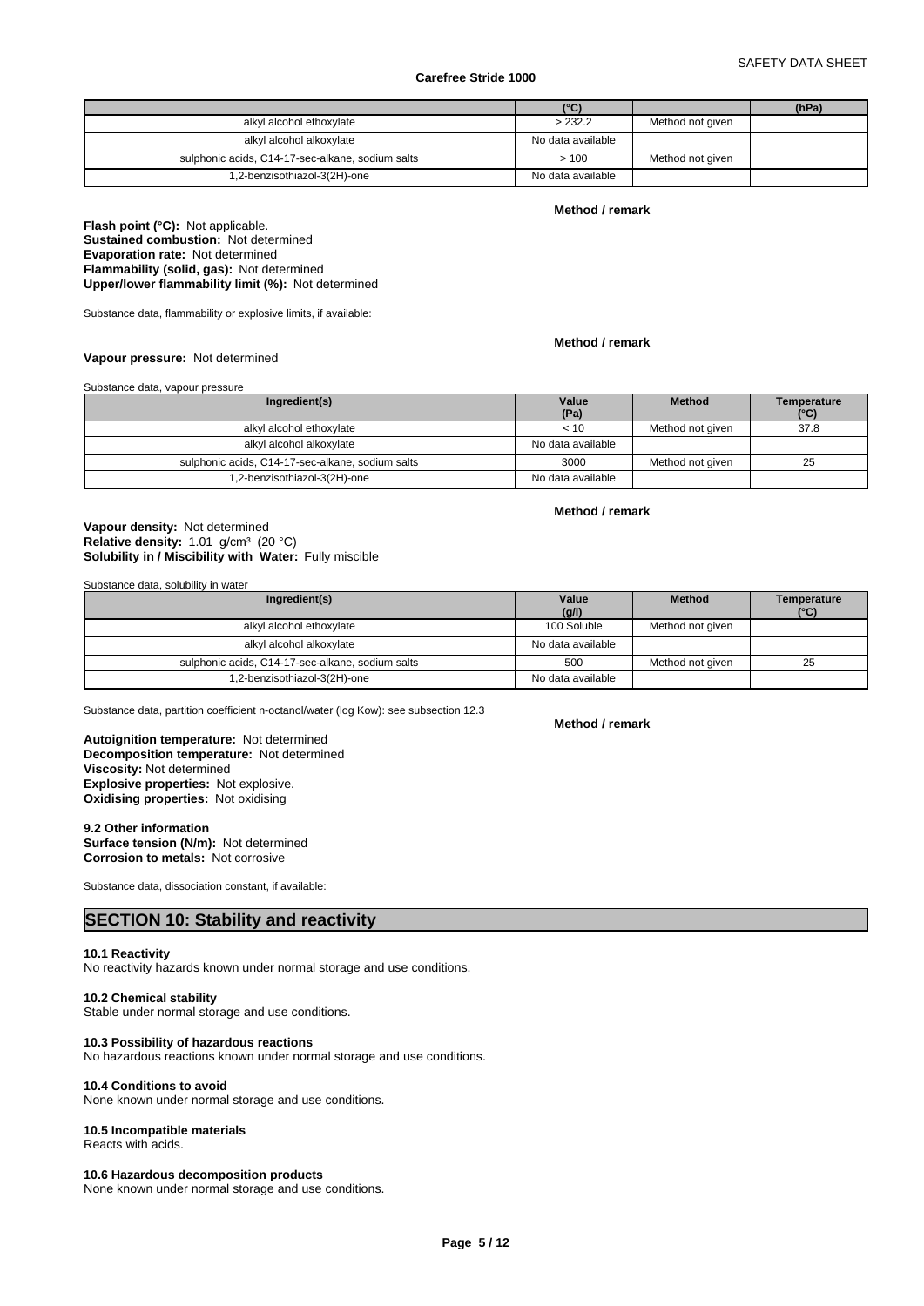| | (°C) | | (hPa) |
|---|---|---|---|
| alkyl alcohol ethoxylate | > 232.2 | Method not given | |
| alkyl alcohol alkoxylate | No data available | | |
| sulphonic acids, C14-17-sec-alkane, sodium salts | > 100 | Method not given | |
| 1,2-benzisothiazol-3(2H)-one | No data available | | |

**Method / remark**

**Flash point (°C):** Not applicable.
**Sustained combustion:** Not determined
**Evaporation rate:** Not determined
**Flammability (solid, gas):** Not determined
**Upper/lower flammability limit (%):** Not determined

Substance data, flammability or explosive limits, if available:

**Method / remark**

**Vapour pressure:** Not determined

Substance data, vapour pressure

| Ingredient(s) | Value (Pa) | Method | Temperature (°C) |
|---|---|---|---|
| alkyl alcohol ethoxylate | < 10 | Method not given | 37.8 |
| alkyl alcohol alkoxylate | No data available | | |
| sulphonic acids, C14-17-sec-alkane, sodium salts | 3000 | Method not given | 25 |
| 1,2-benzisothiazol-3(2H)-one | No data available | | |

**Method / remark**

**Vapour density:** Not determined
**Relative density:** 1.01 g/cm³ (20 °C)
**Solubility in / Miscibility with Water:** Fully miscible

Substance data, solubility in water

| Ingredient(s) | Value (g/l) | Method | Temperature (°C) |
|---|---|---|---|
| alkyl alcohol ethoxylate | 100 Soluble | Method not given | |
| alkyl alcohol alkoxylate | No data available | | |
| sulphonic acids, C14-17-sec-alkane, sodium salts | 500 | Method not given | 25 |
| 1,2-benzisothiazol-3(2H)-one | No data available | | |

Substance data, partition coefficient n-octanol/water (log Kow): see subsection 12.3

**Method / remark**

**Autoignition temperature:** Not determined
**Decomposition temperature:** Not determined
**Viscosity:** Not determined
**Explosive properties:** Not explosive.
**Oxidising properties:** Not oxidising

**9.2 Other information**
**Surface tension (N/m):** Not determined
**Corrosion to metals:** Not corrosive

Substance data, dissociation constant, if available:

## SECTION 10: Stability and reactivity

**10.1 Reactivity**
No reactivity hazards known under normal storage and use conditions.

**10.2 Chemical stability**
Stable under normal storage and use conditions.

**10.3 Possibility of hazardous reactions**
No hazardous reactions known under normal storage and use conditions.

**10.4 Conditions to avoid**
None known under normal storage and use conditions.

**10.5 Incompatible materials**
Reacts with acids.

**10.6 Hazardous decomposition products**
None known under normal storage and use conditions.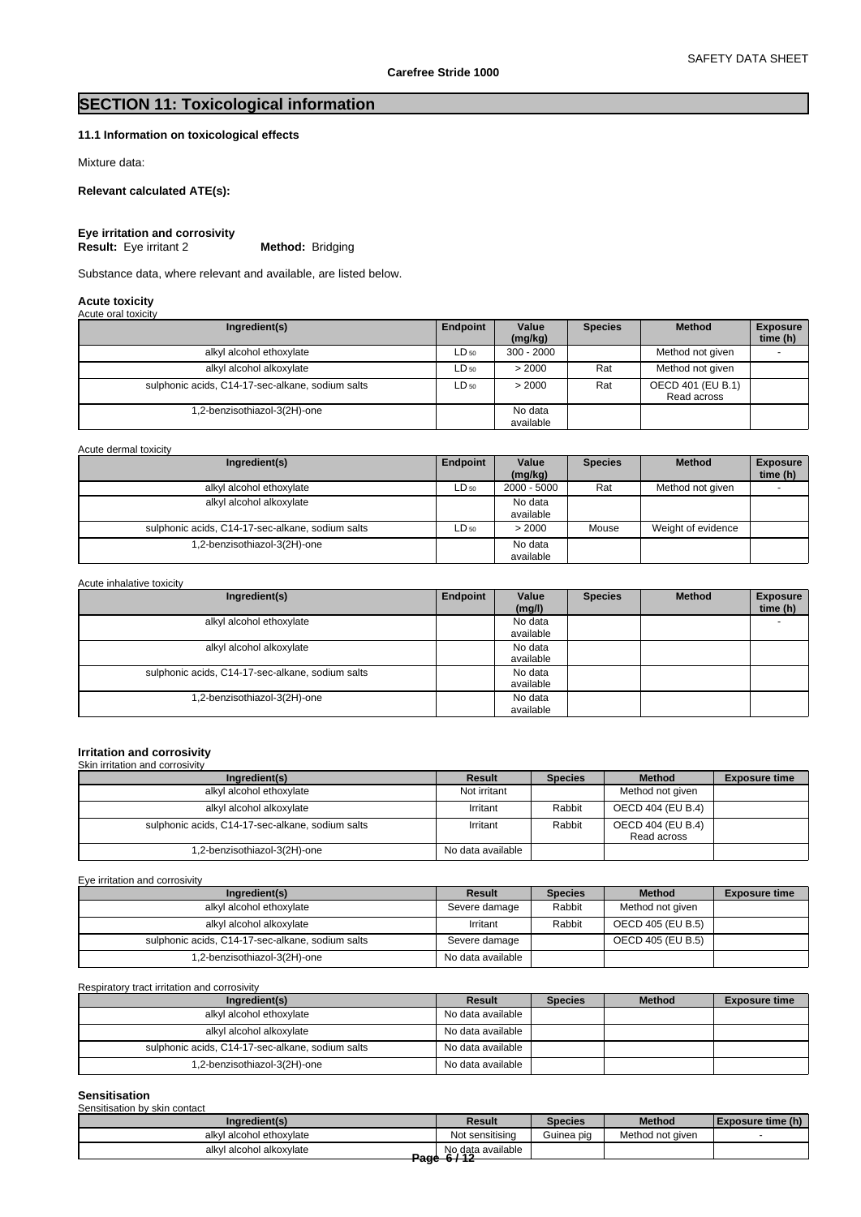# SECTION 11: Toxicological information

### 11.1 Information on toxicological effects

Mixture data:

**Relevant calculated ATE(s):**

**Eye irritation and corrosivity**
**Result:** Eye irritant 2 **Method:** Bridging

Substance data, where relevant and available, are listed below.

**Acute toxicity**

Acute oral toxicity

| Ingredient(s) | Endpoint | Value (mg/kg) | Species | Method | Exposure time (h) |
|---|---|---|---|---|---|
| alkyl alcohol ethoxylate | $LD_{50}$ | 300 - 2000 | | Method not given | - |
| alkyl alcohol alkoxylate | $LD_{50}$ | > 2000 | Rat | Method not given | |
| sulphonic acids, C14-17-sec-alkane, sodium salts | $LD_{50}$ | > 2000 | Rat | OECD 401 (EU B.1) Read across | |
| 1,2-benzisothiazol-3(2H)-one | | No data available | | | |

Acute dermal toxicity

| Ingredient(s) | Endpoint | Value (mg/kg) | Species | Method | Exposure time (h) |
|---|---|---|---|---|---|
| alkyl alcohol ethoxylate | $LD_{50}$ | 2000 - 5000 | Rat | Method not given | - |
| alkyl alcohol alkoxylate | | No data available | | | |
| sulphonic acids, C14-17-sec-alkane, sodium salts | $LD_{50}$ | > 2000 | Mouse | Weight of evidence | |
| 1,2-benzisothiazol-3(2H)-one | | No data available | | | |

Acute inhalative toxicity

| Ingredient(s) | Endpoint | Value (mg/l) | Species | Method | Exposure time (h) |
|---|---|---|---|---|---|
| alkyl alcohol ethoxylate | | No data available | | | - |
| alkyl alcohol alkoxylate | | No data available | | | |
| sulphonic acids, C14-17-sec-alkane, sodium salts | | No data available | | | |
| 1,2-benzisothiazol-3(2H)-one | | No data available | | | |

**Irritation and corrosivity**

Skin irritation and corrosivity

| Ingredient(s) | Result | Species | Method | Exposure time |
|---|---|---|---|---|
| alkyl alcohol ethoxylate | Not irritant | | Method not given | |
| alkyl alcohol alkoxylate | Irritant | Rabbit | OECD 404 (EU B.4) | |
| sulphonic acids, C14-17-sec-alkane, sodium salts | Irritant | Rabbit | OECD 404 (EU B.4) Read across | |
| 1,2-benzisothiazol-3(2H)-one | No data available | | | |

Eye irritation and corrosivity

| Ingredient(s) | Result | Species | Method | Exposure time |
|---|---|---|---|---|
| alkyl alcohol ethoxylate | Severe damage | Rabbit | Method not given | |
| alkyl alcohol alkoxylate | Irritant | Rabbit | OECD 405 (EU B.5) | |
| sulphonic acids, C14-17-sec-alkane, sodium salts | Severe damage | | OECD 405 (EU B.5) | |
| 1,2-benzisothiazol-3(2H)-one | No data available | | | |

Respiratory tract irritation and corrosivity

| Ingredient(s) | Result | Species | Method | Exposure time |
|---|---|---|---|---|
| alkyl alcohol ethoxylate | No data available | | | |
| alkyl alcohol alkoxylate | No data available | | | |
| sulphonic acids, C14-17-sec-alkane, sodium salts | No data available | | | |
| 1,2-benzisothiazol-3(2H)-one | No data available | | | |

**Sensitisation**

Sensitisation by skin contact

| Ingredient(s) | Result | Species | Method | Exposure time (h) |
|---|---|---|---|---|
| alkyl alcohol ethoxylate | Not sensitising | Guinea pig | Method not given | - |
| alkyl alcohol alkoxylate | No data available | | | |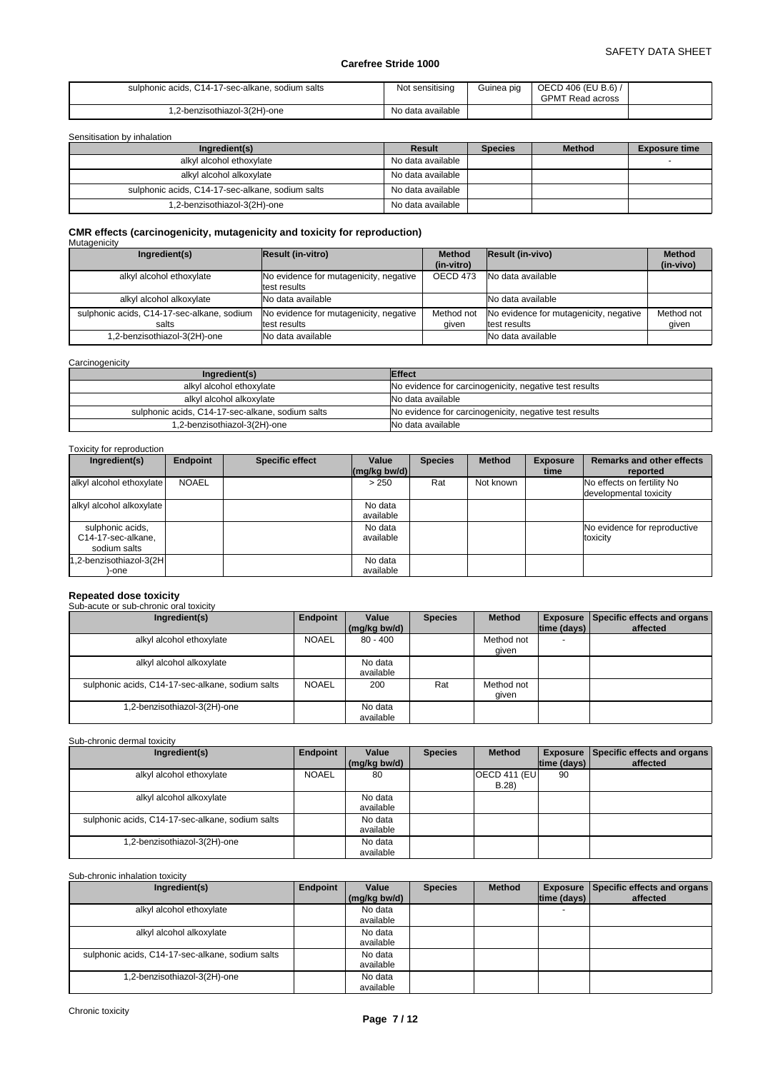| | | | | |
|---|---|---|---|---|
| sulphonic acids, C14-17-sec-alkane, sodium salts | Not sensitising | Guinea pig | OECD 406 (EU B.6) / GPMT Read across | |
| 1,2-benzisothiazol-3(2H)-one | No data available | | | |

Sensitisation by inhalation

| Ingredient(s) | Result | Species | Method | Exposure time |
|---|---|---|---|---|
| alkyl alcohol ethoxylate | No data available | | | - |
| alkyl alcohol alkoxylate | No data available | | | |
| sulphonic acids, C14-17-sec-alkane, sodium salts | No data available | | | |
| 1,2-benzisothiazol-3(2H)-one | No data available | | | |

### CMR effects (carcinogenicity, mutagenicity and toxicity for reproduction)

Mutagenicity

| Ingredient(s) | Result (in-vitro) | Method (in-vitro) | Result (in-vivo) | Method (in-vivo) |
|---|---|---|---|---|
| alkyl alcohol ethoxylate | No evidence for mutagenicity, negative test results | OECD 473 | No data available | |
| alkyl alcohol alkoxylate | No data available | | No data available | |
| sulphonic acids, C14-17-sec-alkane, sodium salts | No evidence for mutagenicity, negative test results | Method not given | No evidence for mutagenicity, negative test results | Method not given |
| 1,2-benzisothiazol-3(2H)-one | No data available | | No data available | |

Carcinogenicity

| Ingredient(s) | Effect |
|---|---|
| alkyl alcohol ethoxylate | No evidence for carcinogenicity, negative test results |
| alkyl alcohol alkoxylate | No data available |
| sulphonic acids, C14-17-sec-alkane, sodium salts | No evidence for carcinogenicity, negative test results |
| 1,2-benzisothiazol-3(2H)-one | No data available |

Toxicity for reproduction

| Ingredient(s) | Endpoint | Specific effect | Value (mg/kg bw/d) | Species | Method | Exposure time | Remarks and other effects reported |
|---|---|---|---|---|---|---|---|
| alkyl alcohol ethoxylate | NOAEL | | > 250 | Rat | Not known | | No effects on fertility No developmental toxicity |
| alkyl alcohol alkoxylate | | | No data available | | | | |
| sulphonic acids, C14-17-sec-alkane, sodium salts | | | No data available | | | | No evidence for reproductive toxicity |
| 1,2-benzisothiazol-3(2H)-one | | | No data available | | | | |

### Repeated dose toxicity

Sub-acute or sub-chronic oral toxicity

| Ingredient(s) | Endpoint | Value (mg/kg bw/d) | Species | Method | Exposure time (days) | Specific effects and organs affected |
|---|---|---|---|---|---|---|
| alkyl alcohol ethoxylate | NOAEL | 80 - 400 | | Method not given | - | |
| alkyl alcohol alkoxylate | | No data available | | | | |
| sulphonic acids, C14-17-sec-alkane, sodium salts | NOAEL | 200 | Rat | Method not given | | |
| 1,2-benzisothiazol-3(2H)-one | | No data available | | | | |

Sub-chronic dermal toxicity

| Ingredient(s) | Endpoint | Value (mg/kg bw/d) | Species | Method | Exposure time (days) | Specific effects and organs affected |
|---|---|---|---|---|---|---|
| alkyl alcohol ethoxylate | NOAEL | 80 | | OECD 411 (EU B.28) | 90 | |
| alkyl alcohol alkoxylate | | No data available | | | | |
| sulphonic acids, C14-17-sec-alkane, sodium salts | | No data available | | | | |
| 1,2-benzisothiazol-3(2H)-one | | No data available | | | | |

Sub-chronic inhalation toxicity

| Ingredient(s) | Endpoint | Value (mg/kg bw/d) | Species | Method | Exposure time (days) | Specific effects and organs affected |
|---|---|---|---|---|---|---|
| alkyl alcohol ethoxylate | | No data available | | | - | |
| alkyl alcohol alkoxylate | | No data available | | | | |
| sulphonic acids, C14-17-sec-alkane, sodium salts | | No data available | | | | |
| 1,2-benzisothiazol-3(2H)-one | | No data available | | | | |

Chronic toxicity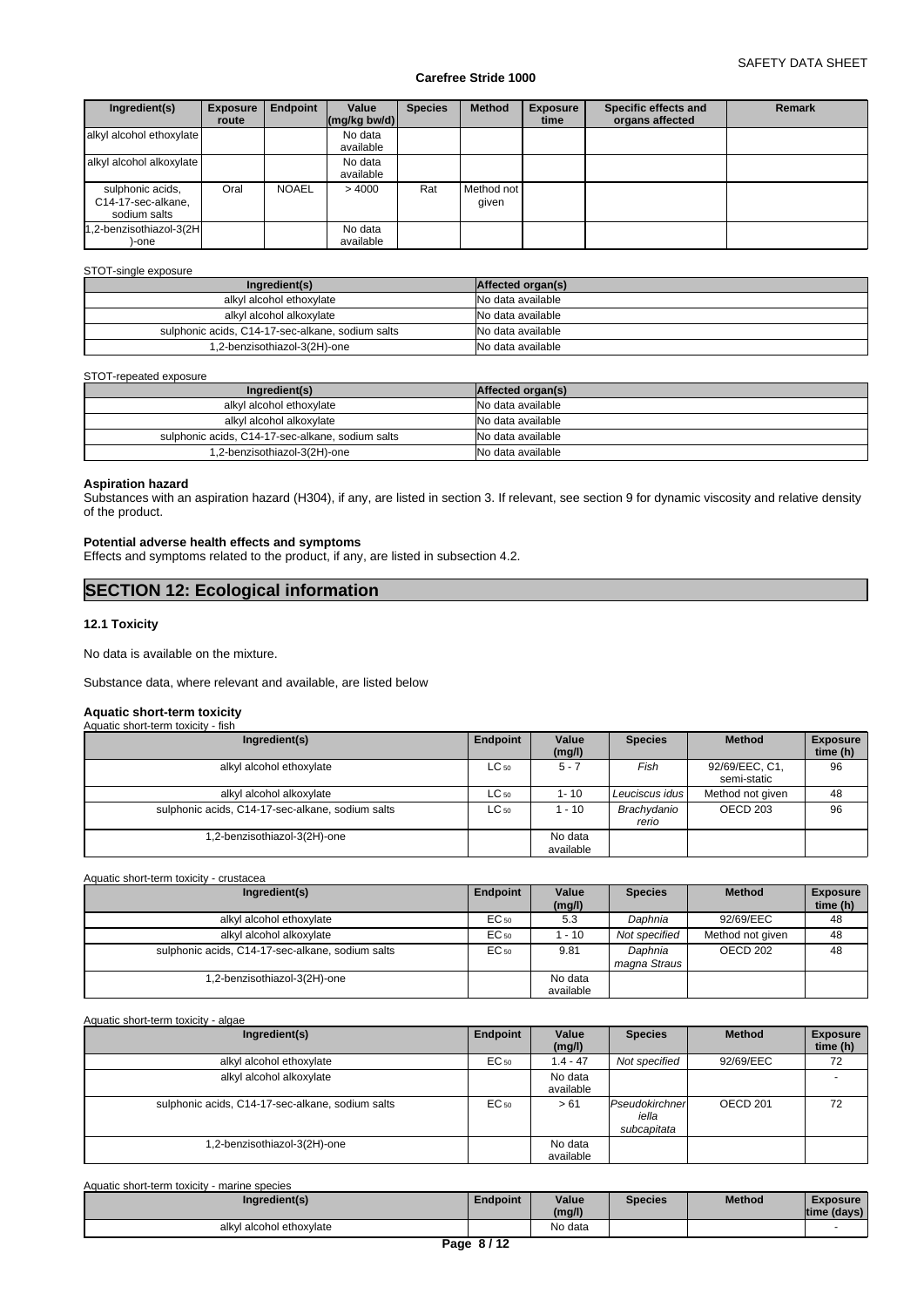| Ingredient(s) | Exposure route | Endpoint | Value (mg/kg bw/d) | Species | Method | Exposure time | Specific effects and organs affected | Remark |
|---|---|---|---|---|---|---|---|---|
| alkyl alcohol ethoxylate | | | No data available | | | | | |
| alkyl alcohol alkoxylate | | | No data available | | | | | |
| sulphonic acids, C14-17-sec-alkane, sodium salts | Oral | NOAEL | > 4000 | Rat | Method not given | | | |
| 1,2-benzisothiazol-3(2H)-one | | | No data available | | | | | |

STOT-single exposure

| Ingredient(s) | Affected organ(s) |
|---|---|
| alkyl alcohol ethoxylate | No data available |
| alkyl alcohol alkoxylate | No data available |
| sulphonic acids, C14-17-sec-alkane, sodium salts | No data available |
| 1,2-benzisothiazol-3(2H)-one | No data available |

STOT-repeated exposure

| Ingredient(s) | Affected organ(s) |
|---|---|
| alkyl alcohol ethoxylate | No data available |
| alkyl alcohol alkoxylate | No data available |
| sulphonic acids, C14-17-sec-alkane, sodium salts | No data available |
| 1,2-benzisothiazol-3(2H)-one | No data available |

**Aspiration hazard**

Substances with an aspiration hazard (H304), if any, are listed in section 3. If relevant, see section 9 for dynamic viscosity and relative density of the product.

**Potential adverse health effects and symptoms**

Effects and symptoms related to the product, if any, are listed in subsection 4.2.

## SECTION 12: Ecological information

### 12.1 Toxicity

No data is available on the mixture.

Substance data, where relevant and available, are listed below

**Aquatic short-term toxicity**

Aquatic short-term toxicity - fish

| Ingredient(s) | Endpoint | Value (mg/l) | Species | Method | Exposure time (h) |
|---|---|---|---|---|---|
| alkyl alcohol ethoxylate | $LC_{50}$ | 5 - 7 | *Fish* | 92/69/EEC, C1, semi-static | 96 |
| alkyl alcohol alkoxylate | $LC_{50}$ | 1- 10 | *Leuciscus idus* | Method not given | 48 |
| sulphonic acids, C14-17-sec-alkane, sodium salts | $LC_{50}$ | 1 - 10 | *Brachydanio rerio* | OECD 203 | 96 |
| 1,2-benzisothiazol-3(2H)-one | | No data available | | | |

Aquatic short-term toxicity - crustacea

| Ingredient(s) | Endpoint | Value (mg/l) | Species | Method | Exposure time (h) |
|---|---|---|---|---|---|
| alkyl alcohol ethoxylate | $EC_{50}$ | 5.3 | *Daphnia* | 92/69/EEC | 48 |
| alkyl alcohol alkoxylate | $EC_{50}$ | 1 - 10 | *Not specified* | Method not given | 48 |
| sulphonic acids, C14-17-sec-alkane, sodium salts | $EC_{50}$ | 9.81 | *Daphnia magna Straus* | OECD 202 | 48 |
| 1,2-benzisothiazol-3(2H)-one | | No data available | | | |

Aquatic short-term toxicity - algae

| Ingredient(s) | Endpoint | Value (mg/l) | Species | Method | Exposure time (h) |
|---|---|---|---|---|---|
| alkyl alcohol ethoxylate | $EC_{50}$ | 1.4 - 47 | *Not specified* | 92/69/EEC | 72 |
| alkyl alcohol alkoxylate | | No data available | | | - |
| sulphonic acids, C14-17-sec-alkane, sodium salts | $EC_{50}$ | > 61 | *Pseudokirchneriella subcapitata* | OECD 201 | 72 |
| 1,2-benzisothiazol-3(2H)-one | | No data available | | | |

Aquatic short-term toxicity - marine species

| Ingredient(s) | Endpoint | Value (mg/l) | Species | Method | Exposure time (days) |
|---|---|---|---|---|---|
| alkyl alcohol ethoxylate | | No data | | | - |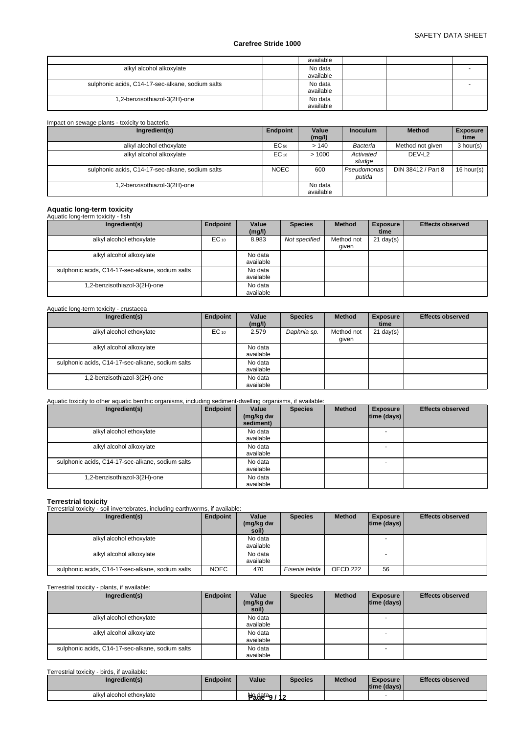| | | available | | | |
|---|---|---|---|---|---|
| alkyl alcohol alkoxylate | | No data available | | | - |
| sulphonic acids, C14-17-sec-alkane, sodium salts | | No data available | | | - |
| 1,2-benzisothiazol-3(2H)-one | | No data available | | | |

Impact on sewage plants - toxicity to bacteria

| Ingredient(s) | Endpoint | Value (mg/l) | Inoculum | Method | Exposure time |
|---|---|---|---|---|---|
| alkyl alcohol ethoxylate | $EC_{50}$ | > 140 | *Bacteria* | Method not given | 3 hour(s) |
| alkyl alcohol alkoxylate | $EC_{10}$ | > 1000 | *Activated sludge* | DEV-L2 | |
| sulphonic acids, C14-17-sec-alkane, sodium salts | NOEC | 600 | *Pseudomonas putida* | DIN 38412 / Part 8 | 16 hour(s) |
| 1,2-benzisothiazol-3(2H)-one | | No data available | | | |

**Aquatic long-term toxicity**

Aquatic long-term toxicity - fish

| Ingredient(s) | Endpoint | Value (mg/l) | Species | Method | Exposure time | Effects observed |
|---|---|---|---|---|---|---|
| alkyl alcohol ethoxylate | $EC_{10}$ | 8.983 | *Not specified* | Method not given | 21 day(s) | |
| alkyl alcohol alkoxylate | | No data available | | | | |
| sulphonic acids, C14-17-sec-alkane, sodium salts | | No data available | | | | |
| 1,2-benzisothiazol-3(2H)-one | | No data available | | | | |

Aquatic long-term toxicity - crustacea

| Ingredient(s) | Endpoint | Value (mg/l) | Species | Method | Exposure time | Effects observed |
|---|---|---|---|---|---|---|
| alkyl alcohol ethoxylate | $EC_{10}$ | 2.579 | *Daphnia sp.* | Method not given | 21 day(s) | |
| alkyl alcohol alkoxylate | | No data available | | | | |
| sulphonic acids, C14-17-sec-alkane, sodium salts | | No data available | | | | |
| 1,2-benzisothiazol-3(2H)-one | | No data available | | | | |

Aquatic toxicity to other aquatic benthic organisms, including sediment-dwelling organisms, if available:

| Ingredient(s) | Endpoint | Value (mg/kg dw sediment) | Species | Method | Exposure time (days) | Effects observed |
|---|---|---|---|---|---|---|
| alkyl alcohol ethoxylate | | No data available | | | - | |
| alkyl alcohol alkoxylate | | No data available | | | - | |
| sulphonic acids, C14-17-sec-alkane, sodium salts | | No data available | | | - | |
| 1,2-benzisothiazol-3(2H)-one | | No data available | | | | |

**Terrestrial toxicity**

Terrestrial toxicity - soil invertebrates, including earthworms, if available:

| Ingredient(s) | Endpoint | Value (mg/kg dw soil) | Species | Method | Exposure time (days) | Effects observed |
|---|---|---|---|---|---|---|
| alkyl alcohol ethoxylate | | No data available | | | - | |
| alkyl alcohol alkoxylate | | No data available | | | - | |
| sulphonic acids, C14-17-sec-alkane, sodium salts | NOEC | 470 | *Eisenia fetida* | OECD 222 | 56 | |

Terrestrial toxicity - plants, if available:

| Ingredient(s) | Endpoint | Value (mg/kg dw soil) | Species | Method | Exposure time (days) | Effects observed |
|---|---|---|---|---|---|---|
| alkyl alcohol ethoxylate | | No data available | | | - | |
| alkyl alcohol alkoxylate | | No data available | | | - | |
| sulphonic acids, C14-17-sec-alkane, sodium salts | | No data available | | | - | |

Terrestrial toxicity - birds, if available:

| Ingredient(s) | Endpoint | Value | Species | Method | Exposure time (days) | Effects observed |
|---|---|---|---|---|---|---|
| alkyl alcohol ethoxylate | | No data | | | - | |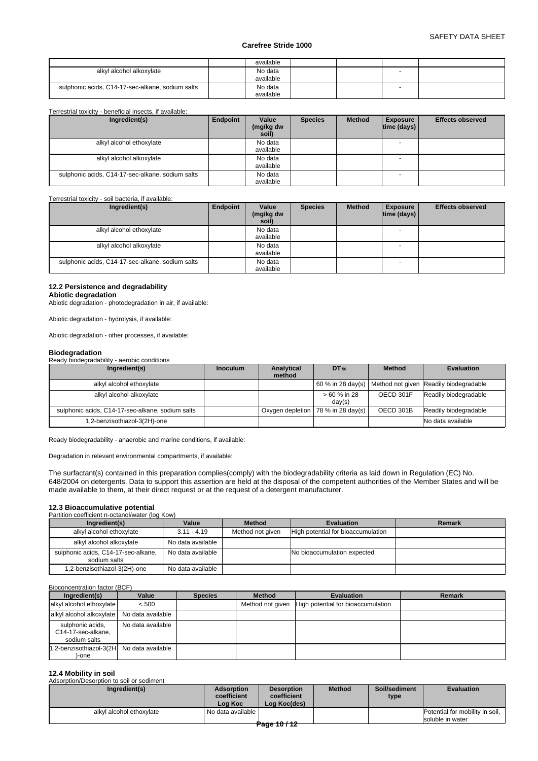| | | available | | | | |
|---|---|---|---|---|---|---|
| alkyl alcohol alkoxylate | | No data available | | | - | |
| sulphonic acids, C14-17-sec-alkane, sodium salts | | No data available | | | - | |

Terrestrial toxicity - beneficial insects, if available:

| Ingredient(s) | Endpoint | Value (mg/kg dw soil) | Species | Method | Exposure time (days) | Effects observed |
|---|---|---|---|---|---|---|
| alkyl alcohol ethoxylate | | No data available | | | - | |
| alkyl alcohol alkoxylate | | No data available | | | - | |
| sulphonic acids, C14-17-sec-alkane, sodium salts | | No data available | | | - | |

Terrestrial toxicity - soil bacteria, if available:

| Ingredient(s) | Endpoint | Value (mg/kg dw soil) | Species | Method | Exposure time (days) | Effects observed |
|---|---|---|---|---|---|---|
| alkyl alcohol ethoxylate | | No data available | | | - | |
| alkyl alcohol alkoxylate | | No data available | | | - | |
| sulphonic acids, C14-17-sec-alkane, sodium salts | | No data available | | | - | |

### 12.2 Persistence and degradability

**Abiotic degradation**

Abiotic degradation - photodegradation in air, if available:

Abiotic degradation - hydrolysis, if available:

Abiotic degradation - other processes, if available:

**Biodegradation**

Ready biodegradability - aerobic conditions

| Ingredient(s) | Inoculum | Analytical method | $DT_{50}$ | Method | Evaluation |
|---|---|---|---|---|---|
| alkyl alcohol ethoxylate | | | 60 % in 28 day(s) | Method not given | Readily biodegradable |
| alkyl alcohol alkoxylate | | | > 60 % in 28 day(s) | OECD 301F | Readily biodegradable |
| sulphonic acids, C14-17-sec-alkane, sodium salts | | Oxygen depletion | 78 % in 28 day(s) | OECD 301B | Readily biodegradable |
| 1,2-benzisothiazol-3(2H)-one | | | | | No data available |

Ready biodegradability - anaerobic and marine conditions, if available:

Degradation in relevant environmental compartments, if available:

The surfactant(s) contained in this preparation complies(comply) with the biodegradability criteria as laid down in Regulation (EC) No. 648/2004 on detergents. Data to support this assertion are held at the disposal of the competent authorities of the Member States and will be made available to them, at their direct request or at the request of a detergent manufacturer.

### 12.3 Bioaccumulative potential

Partition coefficient n-octanol/water (log Kow)

| Ingredient(s) | Value | Method | Evaluation | Remark |
|---|---|---|---|---|
| alkyl alcohol ethoxylate | 3.11 - 4.19 | Method not given | High potential for bioaccumulation | |
| alkyl alcohol alkoxylate | No data available | | | |
| sulphonic acids, C14-17-sec-alkane, sodium salts | No data available | | No bioaccumulation expected | |
| 1,2-benzisothiazol-3(2H)-one | No data available | | | |

Bioconcentration factor (BCF)

| Ingredient(s) | Value | Species | Method | Evaluation | Remark |
|---|---|---|---|---|---|
| alkyl alcohol ethoxylate | < 500 | | Method not given | High potential for bioaccumulation | |
| alkyl alcohol alkoxylate | No data available | | | | |
| sulphonic acids, C14-17-sec-alkane, sodium salts | No data available | | | | |
| 1,2-benzisothiazol-3(2H)-one | No data available | | | | |

### 12.4 Mobility in soil

Adsorption/Desorption to soil or sediment

| Ingredient(s) | Adsorption coefficient Log Koc | Desorption coefficient Log Koc(des) | Method | Soil/sediment type | Evaluation |
|---|---|---|---|---|---|
| alkyl alcohol ethoxylate | No data available | | | | Potential for mobility in soil, soluble in water |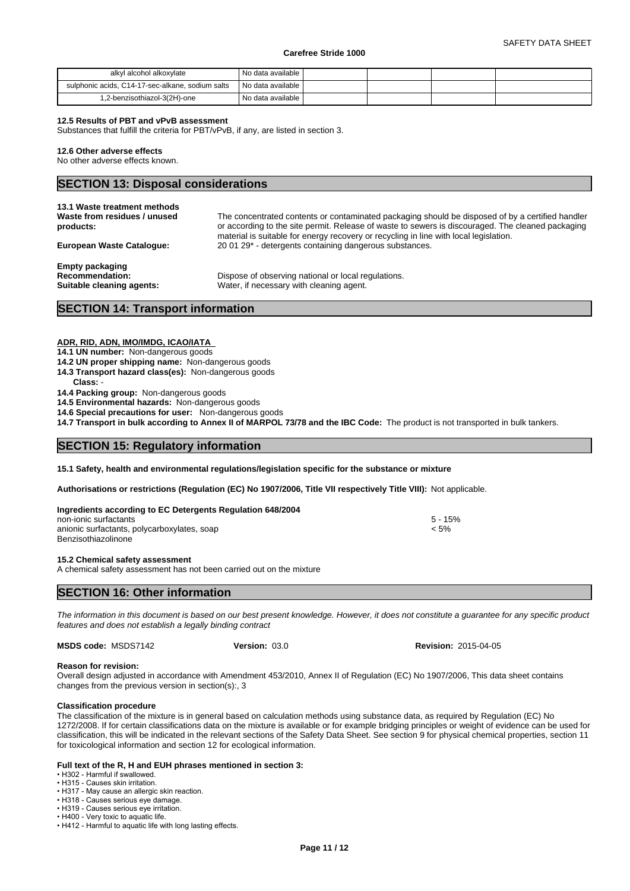| alkyl alcohol alkoxylate | No data available | | | | |
|---|---|---|---|---|---|
| sulphonic acids, C14-17-sec-alkane, sodium salts | No data available | | | | |
| 1,2-benzisothiazol-3(2H)-one | No data available | | | | |

**12.5 Results of PBT and vPvB assessment**
Substances that fulfill the criteria for PBT/vPvB, if any, are listed in section 3.

**12.6 Other adverse effects**
No other adverse effects known.

## SECTION 13: Disposal considerations

**13.1 Waste treatment methods**

**Waste from residues / unused products:** The concentrated contents or contaminated packaging should be disposed of by a certified handler or according to the site permit. Release of waste to sewers is discouraged. The cleaned packaging material is suitable for energy recovery or recycling in line with local legislation.

**European Waste Catalogue:** 20 01 29* - detergents containing dangerous substances.

**Empty packaging**

**Recommendation:** Dispose of observing national or local regulations.

**Suitable cleaning agents:** Water, if necessary with cleaning agent.

## SECTION 14: Transport information

**ADR, RID, ADN, IMO/IMDG, ICAO/IATA**

**14.1 UN number:** Non-dangerous goods
**14.2 UN proper shipping name:** Non-dangerous goods
**14.3 Transport hazard class(es):** Non-dangerous goods
**Class:** -
**14.4 Packing group:** Non-dangerous goods
**14.5 Environmental hazards:** Non-dangerous goods
**14.6 Special precautions for user:** Non-dangerous goods
**14.7 Transport in bulk according to Annex II of MARPOL 73/78 and the IBC Code:** The product is not transported in bulk tankers.

## SECTION 15: Regulatory information

**15.1 Safety, health and environmental regulations/legislation specific for the substance or mixture**

**Authorisations or restrictions (Regulation (EC) No 1907/2006, Title VII respectively Title VIII):** Not applicable.

**Ingredients according to EC Detergents Regulation 648/2004**

| | |
|---|---|
| non-ionic surfactants | 5 - 15% |
| anionic surfactants, polycarboxylates, soap | < 5% |
| Benzisothiazolinone | |

**15.2 Chemical safety assessment**
A chemical safety assessment has not been carried out on the mixture

## SECTION 16: Other information

*The information in this document is based on our best present knowledge. However, it does not constitute a guarantee for any specific product features and does not establish a legally binding contract*

**MSDS code:** MSDS7142 **Version:** 03.0 **Revision:** 2015-04-05

**Reason for revision:**
Overall design adjusted in accordance with Amendment 453/2010, Annex II of Regulation (EC) No 1907/2006, This data sheet contains changes from the previous version in section(s):, 3

**Classification procedure**
The classification of the mixture is in general based on calculation methods using substance data, as required by Regulation (EC) No 1272/2008. If for certain classifications data on the mixture is available or for example bridging principles or weight of evidence can be used for classification, this will be indicated in the relevant sections of the Safety Data Sheet. See section 9 for physical chemical properties, section 11 for toxicological information and section 12 for ecological information.

**Full text of the R, H and EUH phrases mentioned in section 3:**

- H302 - Harmful if swallowed.
- H315 - Causes skin irritation.
- H317 - May cause an allergic skin reaction.
- H318 - Causes serious eye damage.
- H319 - Causes serious eye irritation.
- H400 - Very toxic to aquatic life.
- H412 - Harmful to aquatic life with long lasting effects.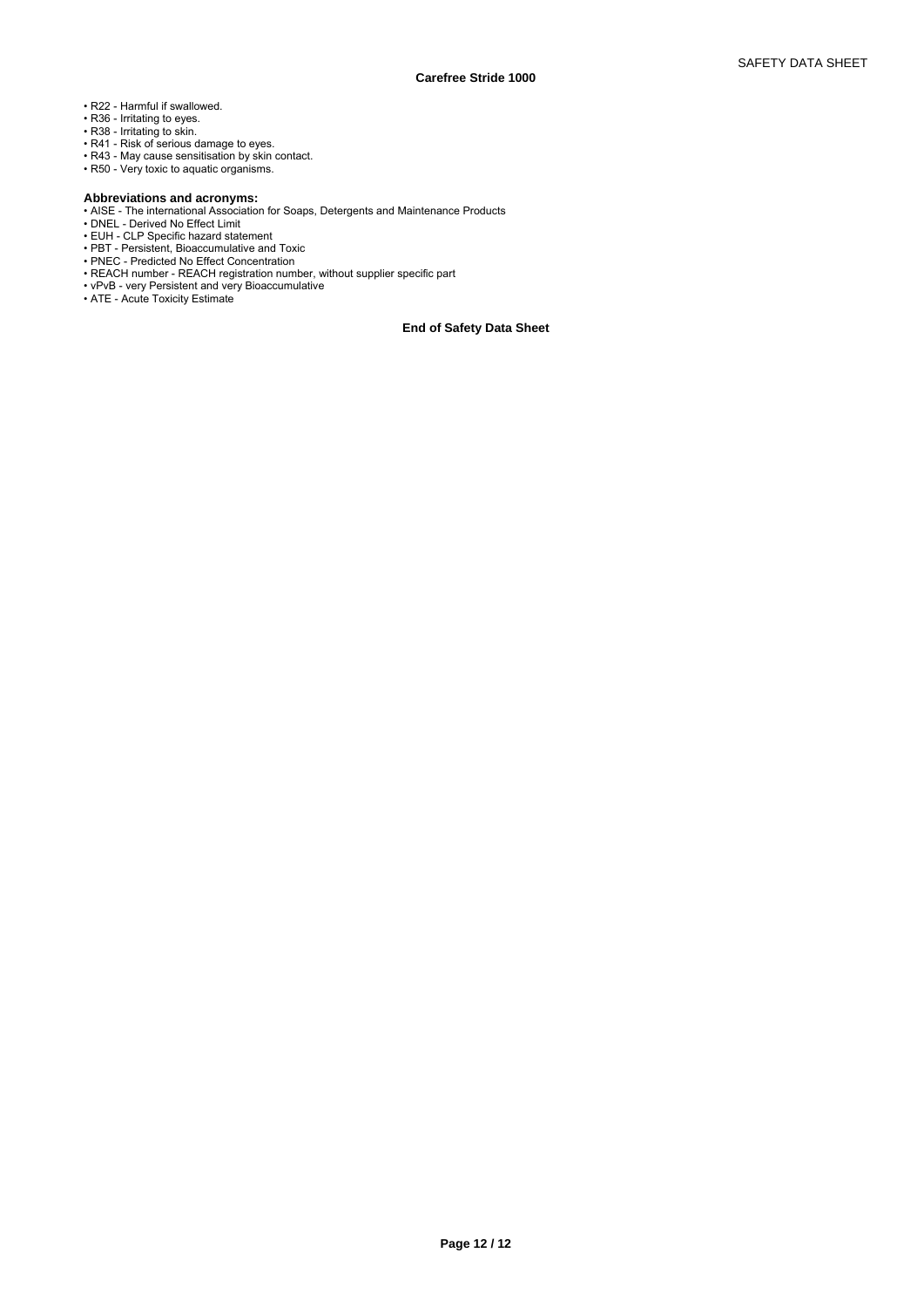- R22 - Harmful if swallowed.
- R36 - Irritating to eyes.
- R38 - Irritating to skin.
- R41 - Risk of serious damage to eyes.
- R43 - May cause sensitisation by skin contact.
- R50 - Very toxic to aquatic organisms.

**Abbreviations and acronyms:**

- AISE - The international Association for Soaps, Detergents and Maintenance Products
- DNEL - Derived No Effect Limit
- EUH - CLP Specific hazard statement
- PBT - Persistent, Bioaccumulative and Toxic
- PNEC - Predicted No Effect Concentration
- REACH number - REACH registration number, without supplier specific part
- vPvB - very Persistent and very Bioaccumulative
- ATE - Acute Toxicity Estimate

**End of Safety Data Sheet**